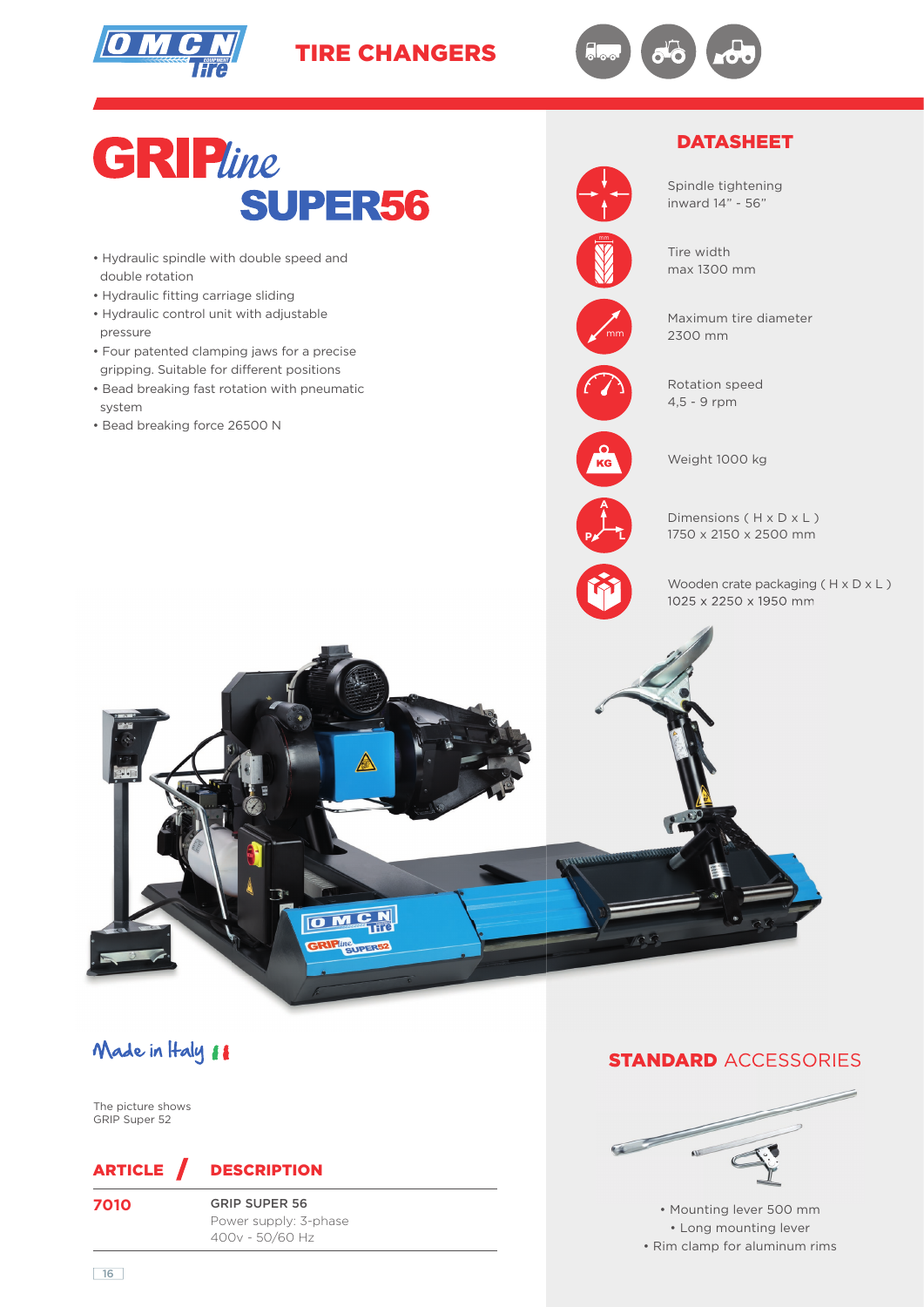TIRE CHANGERS

# GRIPline SUPER56

- Hydraulic spindle with double speed and double rotation
- Hydraulic fitting carriage sliding
- Hydraulic control unit with adjustable pressure
- Four patented clamping jaws for a precise gripping. Suitable for different positions
- Bead breaking fast rotation with pneumatic system
- Bead breaking force 26500 N

## DATASHEET

- Spindle tightening inward 14” - 56”
- Tire width max 1300 mm
- Maximum tire diameter 2300 mm
- Rotation speed 4,5 - 9 rpm
- Weight 1000 kg
- Dimensions ( H x D x L ) 1750 x 2150 x 2500 mm
- Wooden crate packaging ( H x D x L ) 1025 x 2250 x 1950 mm

Made in Italy

The picture shows GRIP Super 52

| ARTICLE | DESCRIPTION |
|---|---|
| 7010 | GRIP SUPER 56<br>Power supply: 3-phase<br>400v - 50/60 Hz |

## STANDARD ACCESSORIES

- Mounting lever 500 mm
- Long mounting lever
- Rim clamp for aluminum rims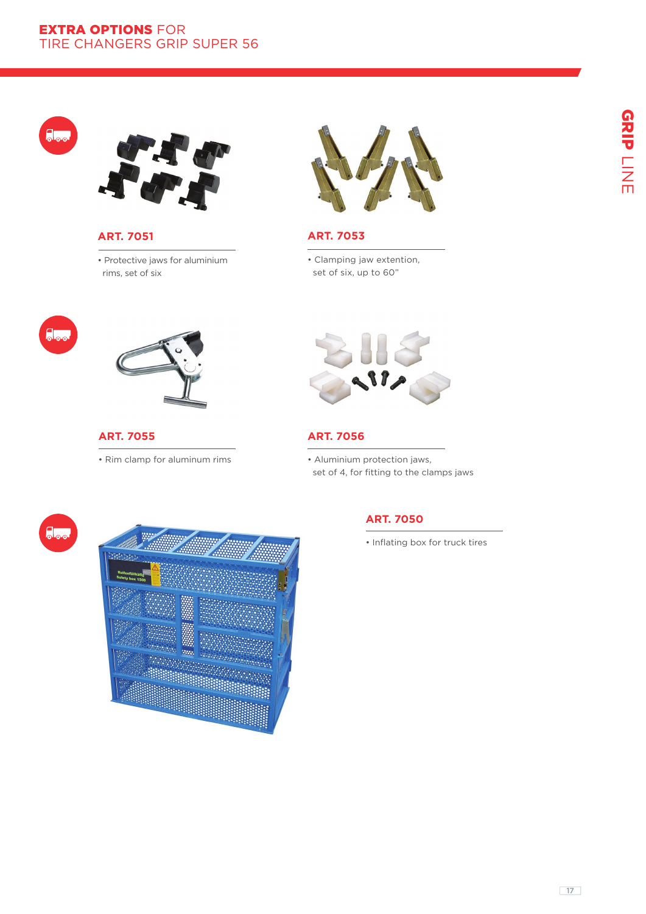# EXTRA OPTIONS FOR TIRE CHANGERS GRIP SUPER 56

### ART. 7051

• Protective jaws for aluminium rims, set of six

### ART. 7053

• Clamping jaw extention, set of six, up to 60"

### ART. 7055

• Rim clamp for aluminum rims

### ART. 7056

• Aluminium protection jaws, set of 4, for fitting to the clamps jaws

### ART. 7050

• Inflating box for truck tires

GRIP LINE